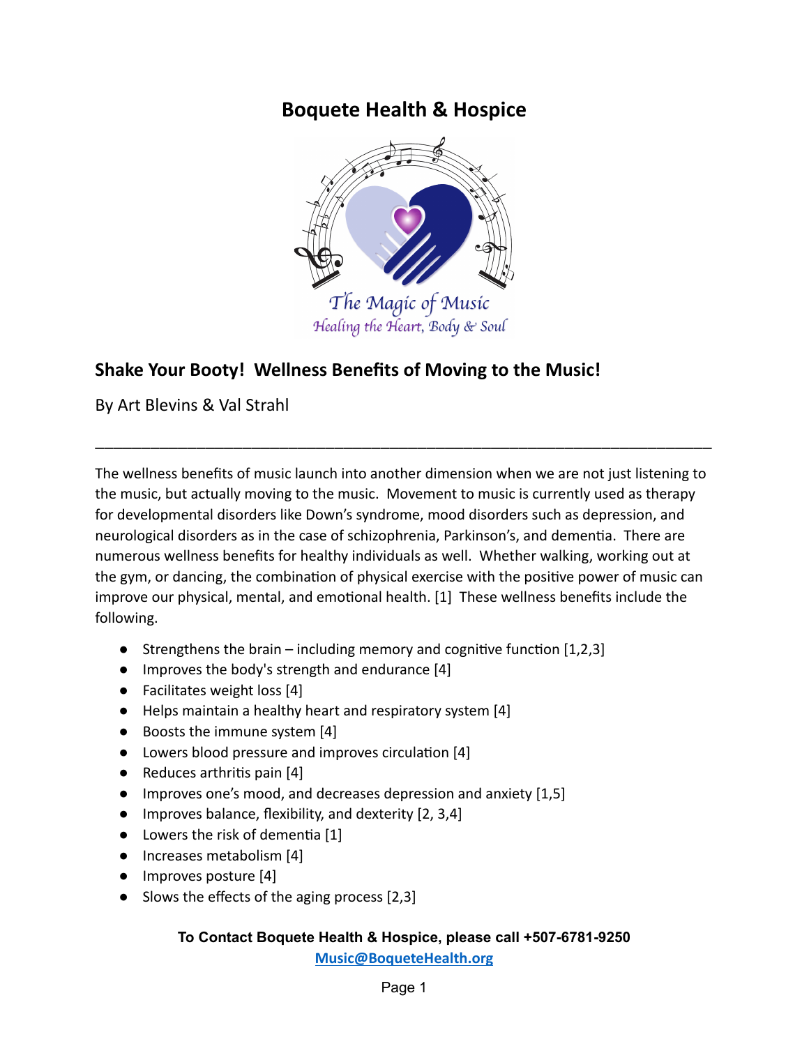# Boquete Health & Hospice

The Magic of Music
Healing the Heart, Body & Soul

## Shake Your Booty! Wellness Benefits of Moving to the Music!

By Art Blevins & Val Strahl

---

The wellness benefits of music launch into another dimension when we are not just listening to the music, but actually moving to the music. Movement to music is currently used as therapy for developmental disorders like Down's syndrome, mood disorders such as depression, and neurological disorders as in the case of schizophrenia, Parkinson's, and dementia. There are numerous wellness benefits for healthy individuals as well. Whether walking, working out at the gym, or dancing, the combination of physical exercise with the positive power of music can improve our physical, mental, and emotional health. [1] These wellness benefits include the following.

- Strengthens the brain – including memory and cognitive function [1,2,3]
- Improves the body's strength and endurance [4]
- Facilitates weight loss [4]
- Helps maintain a healthy heart and respiratory system [4]
- Boosts the immune system [4]
- Lowers blood pressure and improves circulation [4]
- Reduces arthritis pain [4]
- Improves one's mood, and decreases depression and anxiety [1,5]
- Improves balance, flexibility, and dexterity [2, 3,4]
- Lowers the risk of dementia [1]
- Increases metabolism [4]
- Improves posture [4]
- Slows the effects of the aging process [2,3]

**To Contact Boquete Health & Hospice, please call +507-6781-9250**
**Music@BoqueteHealth.org**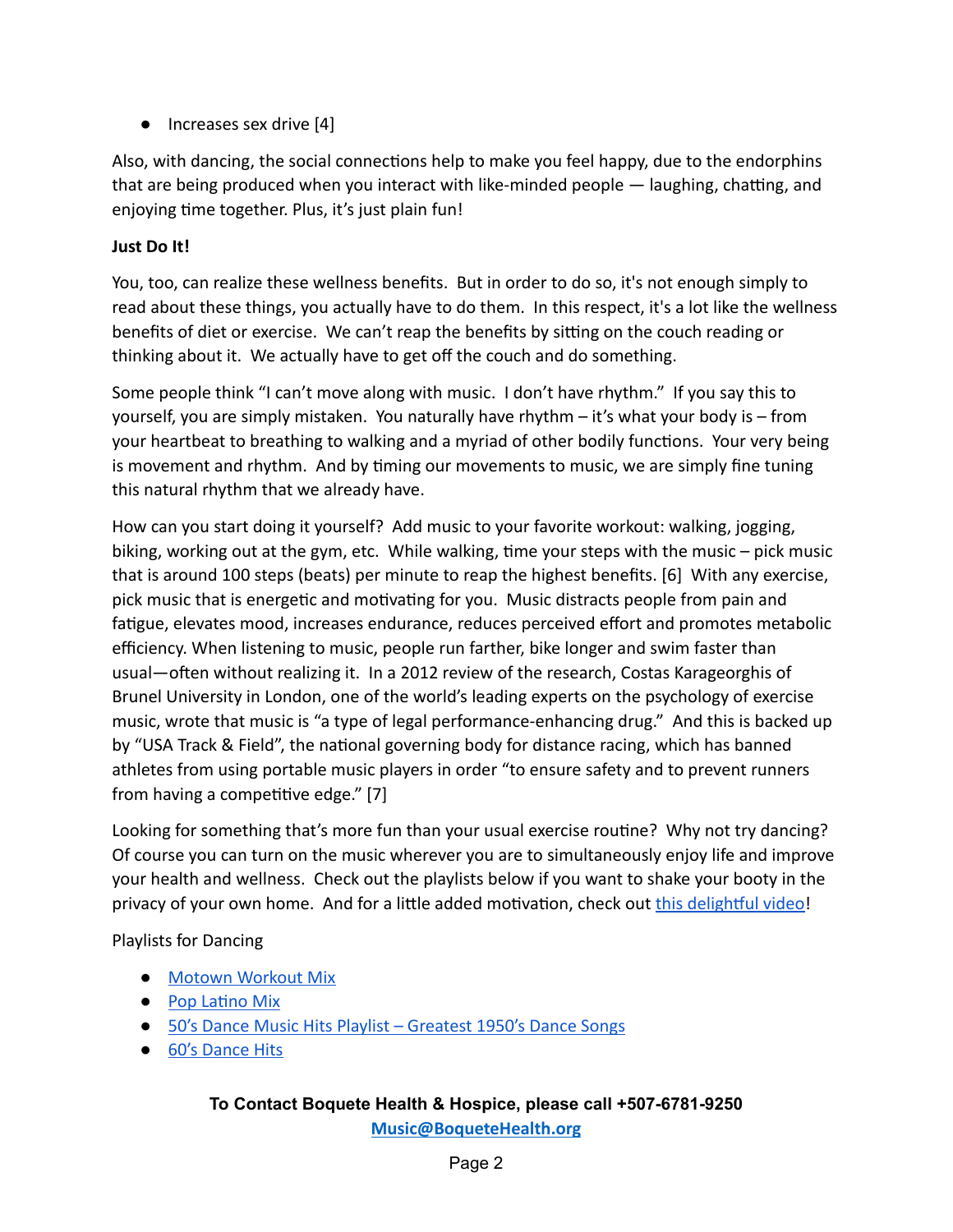- Increases sex drive [4]

Also, with dancing, the social connections help to make you feel happy, due to the endorphins that are being produced when you interact with like-minded people — laughing, chatting, and enjoying time together. Plus, it's just plain fun!

**Just Do It!**

You, too, can realize these wellness benefits. But in order to do so, it's not enough simply to read about these things, you actually have to do them. In this respect, it's a lot like the wellness benefits of diet or exercise. We can't reap the benefits by sitting on the couch reading or thinking about it. We actually have to get off the couch and do something.

Some people think "I can't move along with music. I don't have rhythm." If you say this to yourself, you are simply mistaken. You naturally have rhythm – it's what your body is – from your heartbeat to breathing to walking and a myriad of other bodily functions. Your very being is movement and rhythm. And by timing our movements to music, we are simply fine tuning this natural rhythm that we already have.

How can you start doing it yourself? Add music to your favorite workout: walking, jogging, biking, working out at the gym, etc. While walking, time your steps with the music – pick music that is around 100 steps (beats) per minute to reap the highest benefits. [6] With any exercise, pick music that is energetic and motivating for you. Music distracts people from pain and fatigue, elevates mood, increases endurance, reduces perceived effort and promotes metabolic efficiency. When listening to music, people run farther, bike longer and swim faster than usual—often without realizing it. In a 2012 review of the research, Costas Karageorghis of Brunel University in London, one of the world's leading experts on the psychology of exercise music, wrote that music is "a type of legal performance-enhancing drug." And this is backed up by "USA Track & Field", the national governing body for distance racing, which has banned athletes from using portable music players in order "to ensure safety and to prevent runners from having a competitive edge." [7]

Looking for something that's more fun than your usual exercise routine? Why not try dancing? Of course you can turn on the music wherever you are to simultaneously enjoy life and improve your health and wellness. Check out the playlists below if you want to shake your booty in the privacy of your own home. And for a little added motivation, check out this delightful video!

Playlists for Dancing

- Motown Workout Mix
- Pop Latino Mix
- 50's Dance Music Hits Playlist – Greatest 1950's Dance Songs
- 60's Dance Hits

**To Contact Boquete Health & Hospice, please call +507-6781-9250**
**Music@BoqueteHealth.org**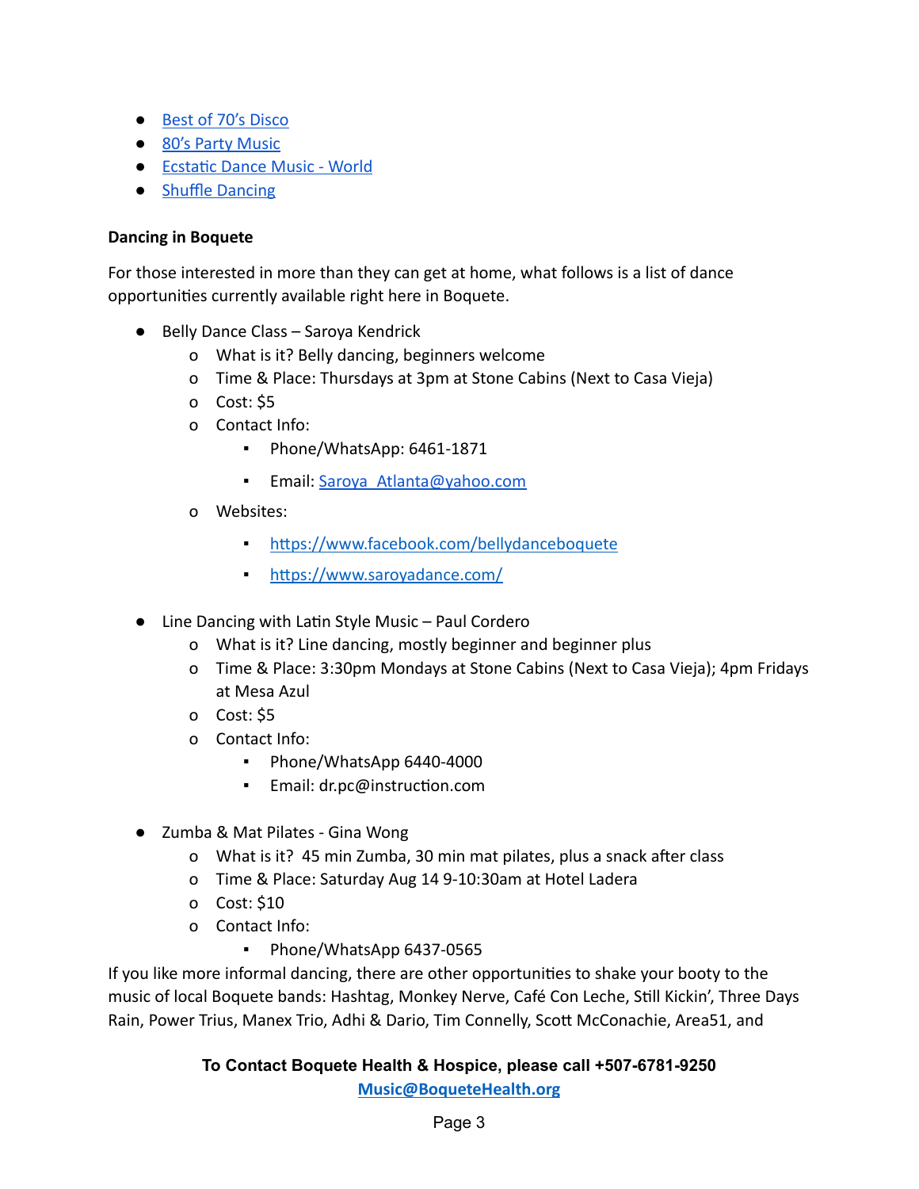- Best of 70's Disco
- 80's Party Music
- Ecstatic Dance Music - World
- Shuffle Dancing

**Dancing in Boquete**

For those interested in more than they can get at home, what follows is a list of dance opportunities currently available right here in Boquete.

- Belly Dance Class – Saroya Kendrick
  - What is it? Belly dancing, beginners welcome
  - Time & Place: Thursdays at 3pm at Stone Cabins (Next to Casa Vieja)
  - Cost: $5
  - Contact Info:
    - Phone/WhatsApp: 6461-1871
    - Email: Saroya_Atlanta@yahoo.com
  - Websites:
    - https://www.facebook.com/bellydanceboquete
    - https://www.saroyadance.com/

- Line Dancing with Latin Style Music – Paul Cordero
  - What is it? Line dancing, mostly beginner and beginner plus
  - Time & Place: 3:30pm Mondays at Stone Cabins (Next to Casa Vieja); 4pm Fridays at Mesa Azul
  - Cost: $5
  - Contact Info:
    - Phone/WhatsApp 6440-4000
    - Email: dr.pc@instruction.com

- Zumba & Mat Pilates - Gina Wong
  - What is it? 45 min Zumba, 30 min mat pilates, plus a snack after class
  - Time & Place: Saturday Aug 14 9-10:30am at Hotel Ladera
  - Cost: $10
  - Contact Info:
    - Phone/WhatsApp 6437-0565

If you like more informal dancing, there are other opportunities to shake your booty to the music of local Boquete bands: Hashtag, Monkey Nerve, Café Con Leche, Still Kickin', Three Days Rain, Power Trius, Manex Trio, Adhi & Dario, Tim Connelly, Scott McConachie, Area51, and

**To Contact Boquete Health & Hospice, please call +507-6781-9250**
**Music@BoqueteHealth.org**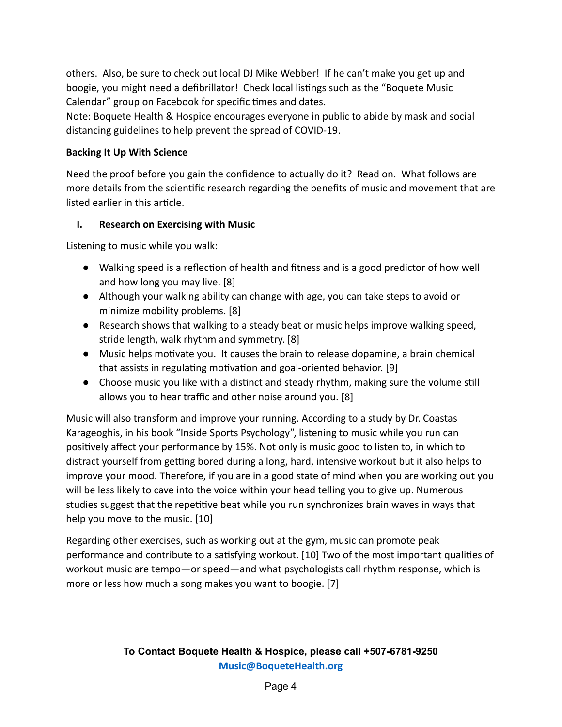others. Also, be sure to check out local DJ Mike Webber! If he can't make you get up and boogie, you might need a defibrillator! Check local listings such as the "Boquete Music Calendar" group on Facebook for specific times and dates.
Note: Boquete Health & Hospice encourages everyone in public to abide by mask and social distancing guidelines to help prevent the spread of COVID-19.

**Backing It Up With Science**

Need the proof before you gain the confidence to actually do it? Read on. What follows are more details from the scientific research regarding the benefits of music and movement that are listed earlier in this article.

**I. Research on Exercising with Music**

Listening to music while you walk:

- Walking speed is a reflection of health and fitness and is a good predictor of how well and how long you may live. [8]
- Although your walking ability can change with age, you can take steps to avoid or minimize mobility problems. [8]
- Research shows that walking to a steady beat or music helps improve walking speed, stride length, walk rhythm and symmetry. [8]
- Music helps motivate you. It causes the brain to release dopamine, a brain chemical that assists in regulating motivation and goal-oriented behavior. [9]
- Choose music you like with a distinct and steady rhythm, making sure the volume still allows you to hear traffic and other noise around you. [8]

Music will also transform and improve your running. According to a study by Dr. Coastas Karageoghis, in his book "Inside Sports Psychology", listening to music while you run can positively affect your performance by 15%. Not only is music good to listen to, in which to distract yourself from getting bored during a long, hard, intensive workout but it also helps to improve your mood. Therefore, if you are in a good state of mind when you are working out you will be less likely to cave into the voice within your head telling you to give up. Numerous studies suggest that the repetitive beat while you run synchronizes brain waves in ways that help you move to the music. [10]

Regarding other exercises, such as working out at the gym, music can promote peak performance and contribute to a satisfying workout. [10] Two of the most important qualities of workout music are tempo—or speed—and what psychologists call rhythm response, which is more or less how much a song makes you want to boogie. [7]

**To Contact Boquete Health & Hospice, please call +507-6781-9250**
Music@BoqueteHealth.org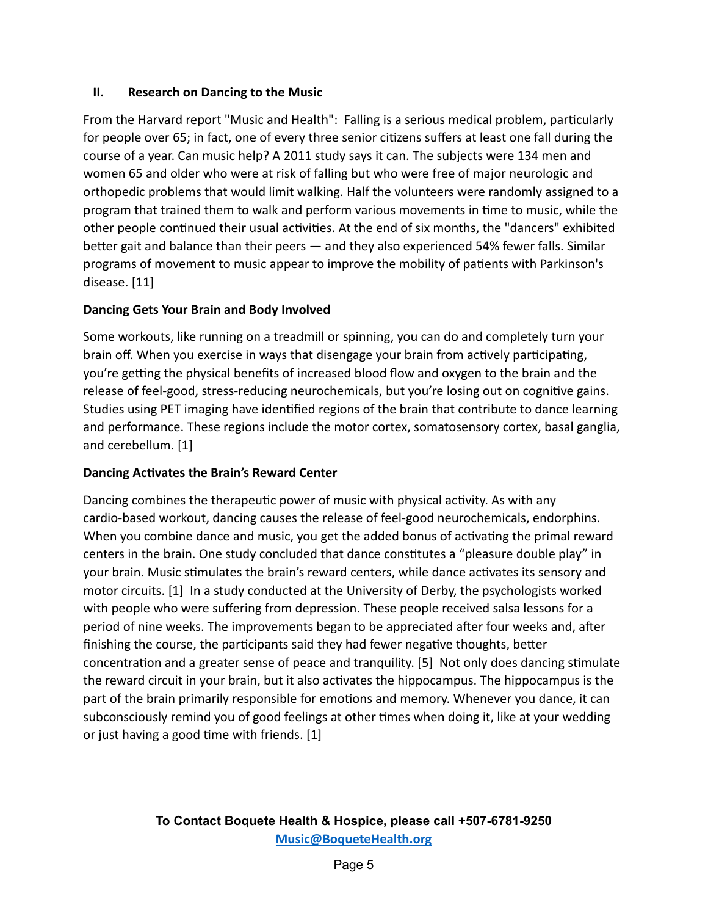## II. Research on Dancing to the Music

From the Harvard report "Music and Health": Falling is a serious medical problem, particularly for people over 65; in fact, one of every three senior citizens suffers at least one fall during the course of a year. Can music help? A 2011 study says it can. The subjects were 134 men and women 65 and older who were at risk of falling but who were free of major neurologic and orthopedic problems that would limit walking. Half the volunteers were randomly assigned to a program that trained them to walk and perform various movements in time to music, while the other people continued their usual activities. At the end of six months, the "dancers" exhibited better gait and balance than their peers — and they also experienced 54% fewer falls. Similar programs of movement to music appear to improve the mobility of patients with Parkinson's disease. [11]

### Dancing Gets Your Brain and Body Involved

Some workouts, like running on a treadmill or spinning, you can do and completely turn your brain off. When you exercise in ways that disengage your brain from actively participating, you're getting the physical benefits of increased blood flow and oxygen to the brain and the release of feel-good, stress-reducing neurochemicals, but you're losing out on cognitive gains. Studies using PET imaging have identified regions of the brain that contribute to dance learning and performance. These regions include the motor cortex, somatosensory cortex, basal ganglia, and cerebellum. [1]

### Dancing Activates the Brain's Reward Center

Dancing combines the therapeutic power of music with physical activity. As with any cardio-based workout, dancing causes the release of feel-good neurochemicals, endorphins. When you combine dance and music, you get the added bonus of activating the primal reward centers in the brain. One study concluded that dance constitutes a "pleasure double play" in your brain. Music stimulates the brain's reward centers, while dance activates its sensory and motor circuits. [1] In a study conducted at the University of Derby, the psychologists worked with people who were suffering from depression. These people received salsa lessons for a period of nine weeks. The improvements began to be appreciated after four weeks and, after finishing the course, the participants said they had fewer negative thoughts, better concentration and a greater sense of peace and tranquility. [5] Not only does dancing stimulate the reward circuit in your brain, but it also activates the hippocampus. The hippocampus is the part of the brain primarily responsible for emotions and memory. Whenever you dance, it can subconsciously remind you of good feelings at other times when doing it, like at your wedding or just having a good time with friends. [1]

**To Contact Boquete Health & Hospice, please call +507-6781-9250**
Music@BoqueteHealth.org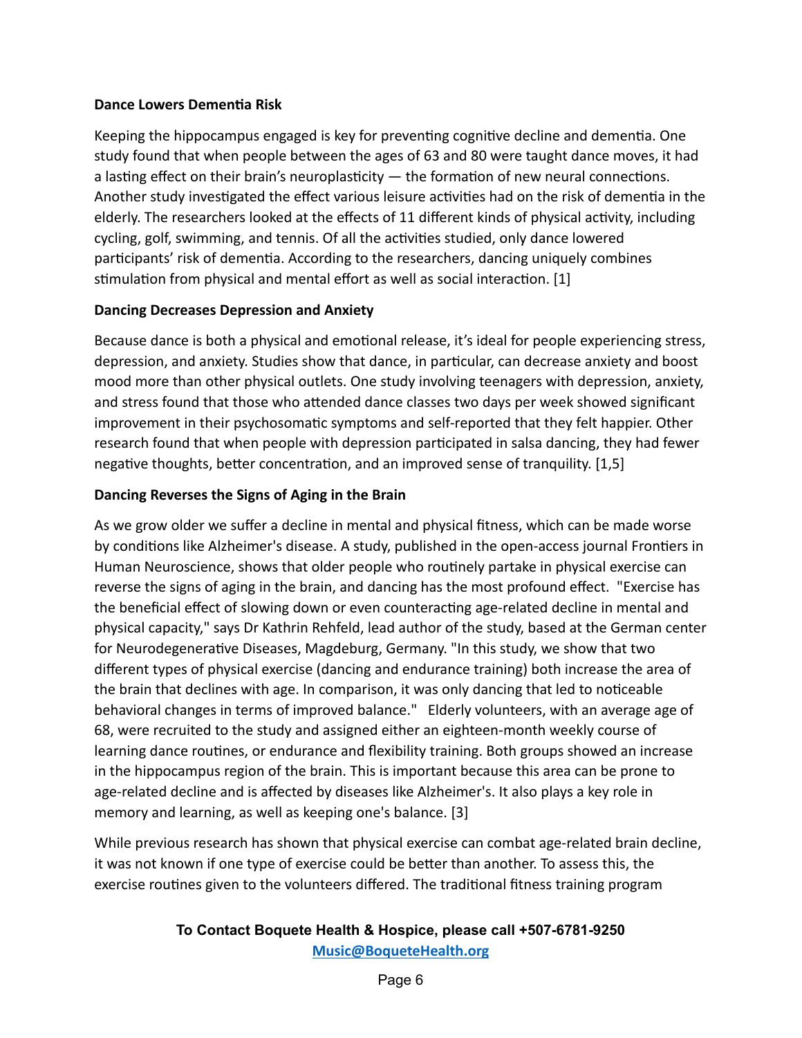**Dance Lowers Dementia Risk**

Keeping the hippocampus engaged is key for preventing cognitive decline and dementia. One study found that when people between the ages of 63 and 80 were taught dance moves, it had a lasting effect on their brain's neuroplasticity — the formation of new neural connections. Another study investigated the effect various leisure activities had on the risk of dementia in the elderly. The researchers looked at the effects of 11 different kinds of physical activity, including cycling, golf, swimming, and tennis. Of all the activities studied, only dance lowered participants' risk of dementia. According to the researchers, dancing uniquely combines stimulation from physical and mental effort as well as social interaction. [1]

**Dancing Decreases Depression and Anxiety**

Because dance is both a physical and emotional release, it's ideal for people experiencing stress, depression, and anxiety. Studies show that dance, in particular, can decrease anxiety and boost mood more than other physical outlets. One study involving teenagers with depression, anxiety, and stress found that those who attended dance classes two days per week showed significant improvement in their psychosomatic symptoms and self-reported that they felt happier. Other research found that when people with depression participated in salsa dancing, they had fewer negative thoughts, better concentration, and an improved sense of tranquility. [1,5]

**Dancing Reverses the Signs of Aging in the Brain**

As we grow older we suffer a decline in mental and physical fitness, which can be made worse by conditions like Alzheimer's disease. A study, published in the open-access journal Frontiers in Human Neuroscience, shows that older people who routinely partake in physical exercise can reverse the signs of aging in the brain, and dancing has the most profound effect. "Exercise has the beneficial effect of slowing down or even counteracting age-related decline in mental and physical capacity," says Dr Kathrin Rehfeld, lead author of the study, based at the German center for Neurodegenerative Diseases, Magdeburg, Germany. "In this study, we show that two different types of physical exercise (dancing and endurance training) both increase the area of the brain that declines with age. In comparison, it was only dancing that led to noticeable behavioral changes in terms of improved balance." Elderly volunteers, with an average age of 68, were recruited to the study and assigned either an eighteen-month weekly course of learning dance routines, or endurance and flexibility training. Both groups showed an increase in the hippocampus region of the brain. This is important because this area can be prone to age-related decline and is affected by diseases like Alzheimer's. It also plays a key role in memory and learning, as well as keeping one's balance. [3]

While previous research has shown that physical exercise can combat age-related brain decline, it was not known if one type of exercise could be better than another. To assess this, the exercise routines given to the volunteers differed. The traditional fitness training program

**To Contact Boquete Health & Hospice, please call +507-6781-9250**
**Music@BoqueteHealth.org**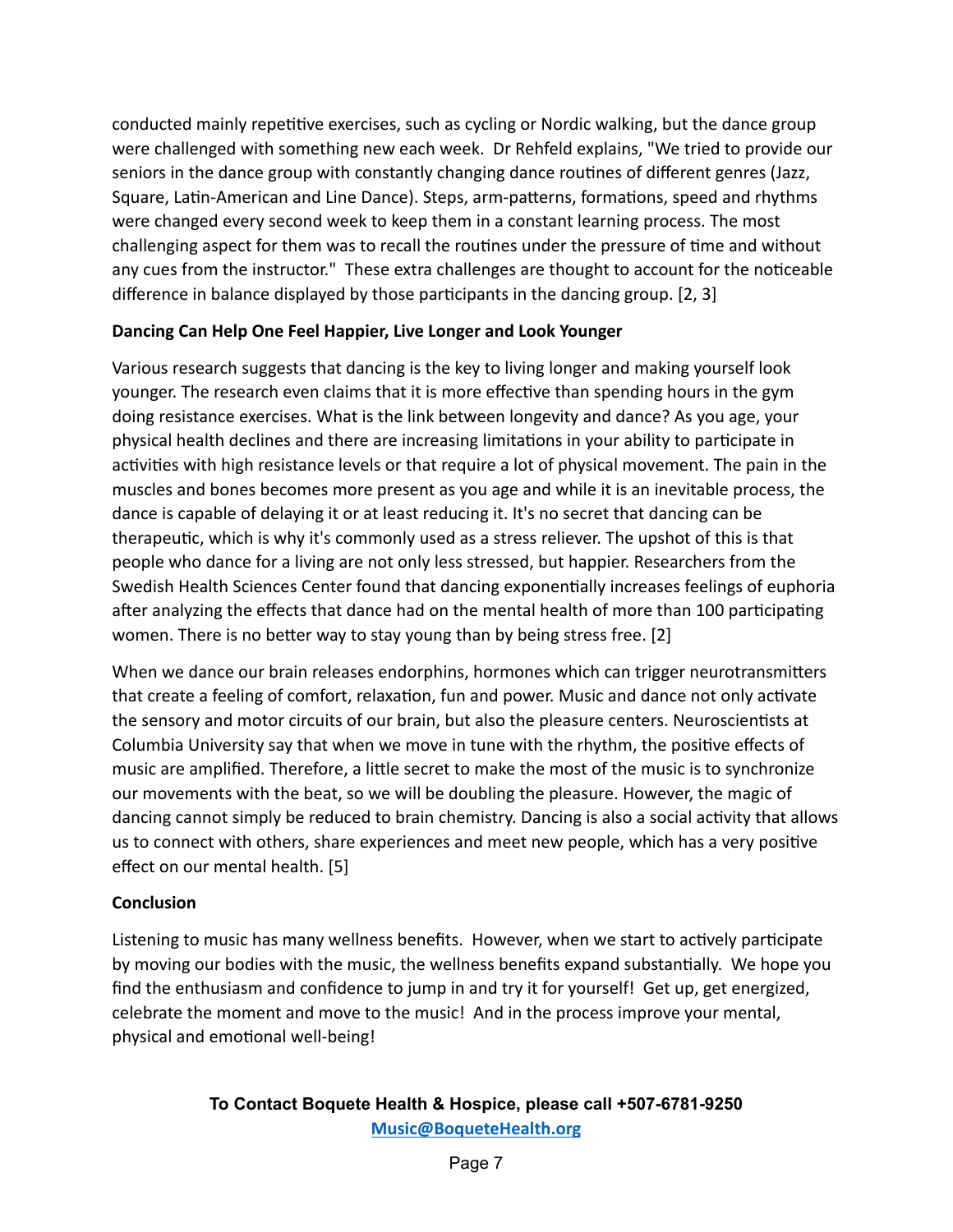conducted mainly repetitive exercises, such as cycling or Nordic walking, but the dance group were challenged with something new each week. Dr Rehfeld explains, "We tried to provide our seniors in the dance group with constantly changing dance routines of different genres (Jazz, Square, Latin-American and Line Dance). Steps, arm-patterns, formations, speed and rhythms were changed every second week to keep them in a constant learning process. The most challenging aspect for them was to recall the routines under the pressure of time and without any cues from the instructor." These extra challenges are thought to account for the noticeable difference in balance displayed by those participants in the dancing group. [2, 3]

**Dancing Can Help One Feel Happier, Live Longer and Look Younger**

Various research suggests that dancing is the key to living longer and making yourself look younger. The research even claims that it is more effective than spending hours in the gym doing resistance exercises. What is the link between longevity and dance? As you age, your physical health declines and there are increasing limitations in your ability to participate in activities with high resistance levels or that require a lot of physical movement. The pain in the muscles and bones becomes more present as you age and while it is an inevitable process, the dance is capable of delaying it or at least reducing it. It's no secret that dancing can be therapeutic, which is why it's commonly used as a stress reliever. The upshot of this is that people who dance for a living are not only less stressed, but happier. Researchers from the Swedish Health Sciences Center found that dancing exponentially increases feelings of euphoria after analyzing the effects that dance had on the mental health of more than 100 participating women. There is no better way to stay young than by being stress free. [2]

When we dance our brain releases endorphins, hormones which can trigger neurotransmitters that create a feeling of comfort, relaxation, fun and power. Music and dance not only activate the sensory and motor circuits of our brain, but also the pleasure centers. Neuroscientists at Columbia University say that when we move in tune with the rhythm, the positive effects of music are amplified. Therefore, a little secret to make the most of the music is to synchronize our movements with the beat, so we will be doubling the pleasure. However, the magic of dancing cannot simply be reduced to brain chemistry. Dancing is also a social activity that allows us to connect with others, share experiences and meet new people, which has a very positive effect on our mental health. [5]

**Conclusion**

Listening to music has many wellness benefits. However, when we start to actively participate by moving our bodies with the music, the wellness benefits expand substantially. We hope you find the enthusiasm and confidence to jump in and try it for yourself! Get up, get energized, celebrate the moment and move to the music! And in the process improve your mental, physical and emotional well-being!

**To Contact Boquete Health & Hospice, please call +507-6781-9250**
**Music@BoqueteHealth.org**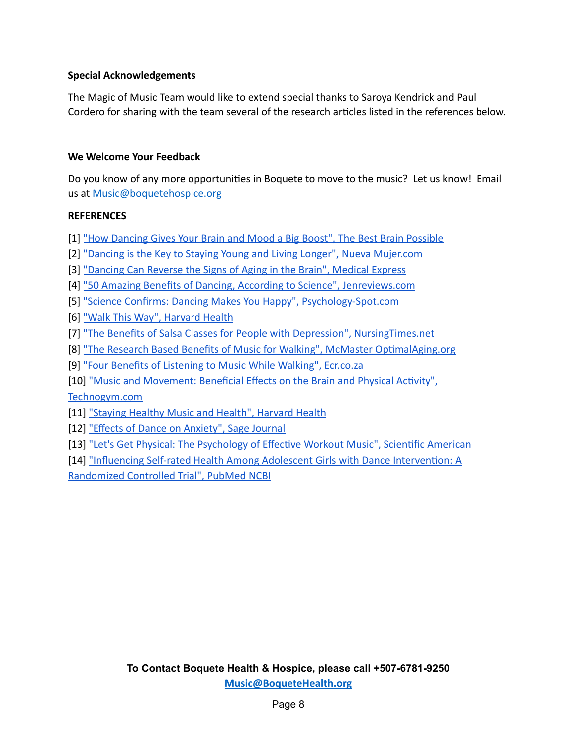**Special Acknowledgements**

The Magic of Music Team would like to extend special thanks to Saroya Kendrick and Paul Cordero for sharing with the team several of the research articles listed in the references below.

**We Welcome Your Feedback**

Do you know of any more opportunities in Boquete to move to the music? Let us know! Email us at Music@boquetehospice.org

**REFERENCES**

[1] "How Dancing Gives Your Brain and Mood a Big Boost", The Best Brain Possible

[2] "Dancing is the Key to Staying Young and Living Longer", Nueva Mujer.com

[3] "Dancing Can Reverse the Signs of Aging in the Brain", Medical Express

[4] "50 Amazing Benefits of Dancing, According to Science", Jenreviews.com

[5] "Science Confirms: Dancing Makes You Happy", Psychology-Spot.com

[6] "Walk This Way", Harvard Health

[7] "The Benefits of Salsa Classes for People with Depression", NursingTimes.net

[8] "The Research Based Benefits of Music for Walking", McMaster OptimalAging.org

[9] "Four Benefits of Listening to Music While Walking", Ecr.co.za

[10] "Music and Movement: Beneficial Effects on the Brain and Physical Activity", Technogym.com

[11] "Staying Healthy Music and Health", Harvard Health

[12] "Effects of Dance on Anxiety", Sage Journal

[13] "Let's Get Physical: The Psychology of Effective Workout Music", Scientific American

[14] "Influencing Self-rated Health Among Adolescent Girls with Dance Intervention: A Randomized Controlled Trial", PubMed NCBI

**To Contact Boquete Health & Hospice, please call +507-6781-9250**
**Music@BoqueteHealth.org**